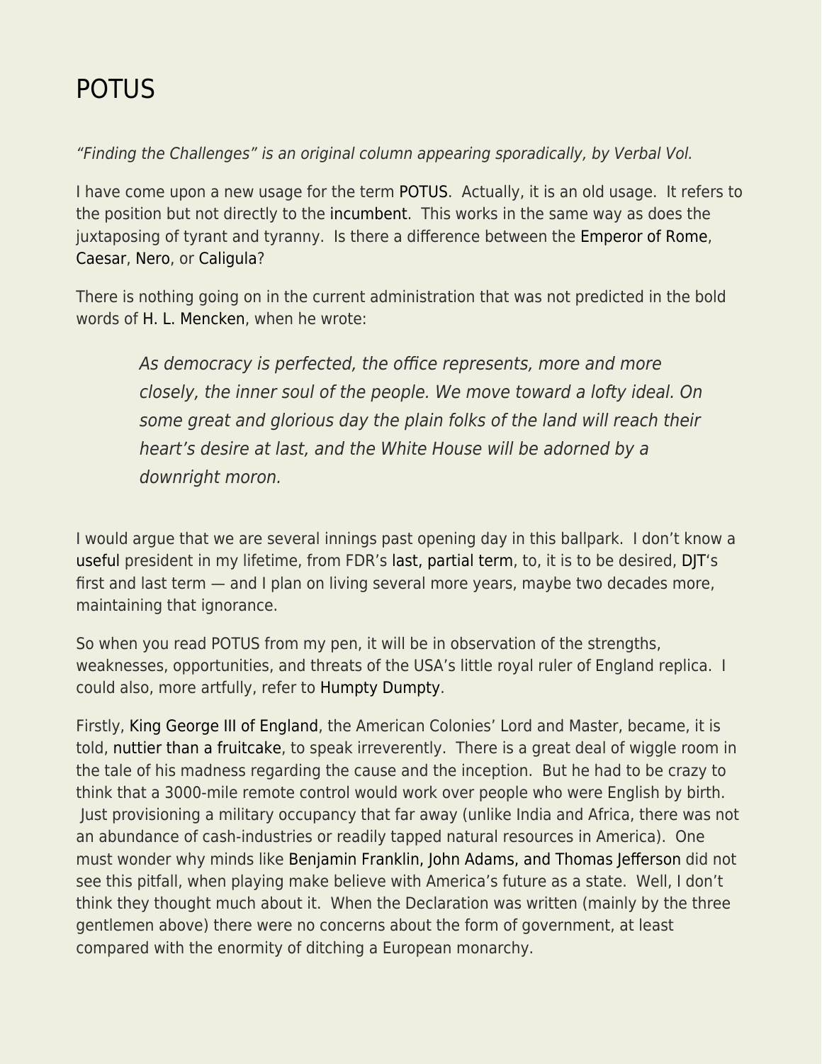# POTUS

*"Finding the Challenges" is an original column appearing sporadically, by Verbal Vol.*

I have come upon a new usage for the term POTUS. Actually, it is an old usage. It refers to the position but not directly to the incumbent. This works in the same way as does the juxtaposing of tyrant and tyranny. Is there a difference between the Emperor of Rome, Caesar, Nero, or Caligula?

There is nothing going on in the current administration that was not predicted in the bold words of H. L. Mencken, when he wrote:

> *As democracy is perfected, the office represents, more and more closely, the inner soul of the people. We move toward a lofty ideal. On some great and glorious day the plain folks of the land will reach their heart's desire at last, and the White House will be adorned by a downright moron.*

I would argue that we are several innings past opening day in this ballpark. I don't know a useful president in my lifetime, from FDR's last, partial term, to, it is to be desired, DJT's first and last term — and I plan on living several more years, maybe two decades more, maintaining that ignorance.

So when you read POTUS from my pen, it will be in observation of the strengths, weaknesses, opportunities, and threats of the USA's little royal ruler of England replica. I could also, more artfully, refer to Humpty Dumpty.

Firstly, King George III of England, the American Colonies' Lord and Master, became, it is told, nuttier than a fruitcake, to speak irreverently. There is a great deal of wiggle room in the tale of his madness regarding the cause and the inception. But he had to be crazy to think that a 3000-mile remote control would work over people who were English by birth. Just provisioning a military occupancy that far away (unlike India and Africa, there was not an abundance of cash-industries or readily tapped natural resources in America). One must wonder why minds like Benjamin Franklin, John Adams, and Thomas Jefferson did not see this pitfall, when playing make believe with America's future as a state. Well, I don't think they thought much about it. When the Declaration was written (mainly by the three gentlemen above) there were no concerns about the form of government, at least compared with the enormity of ditching a European monarchy.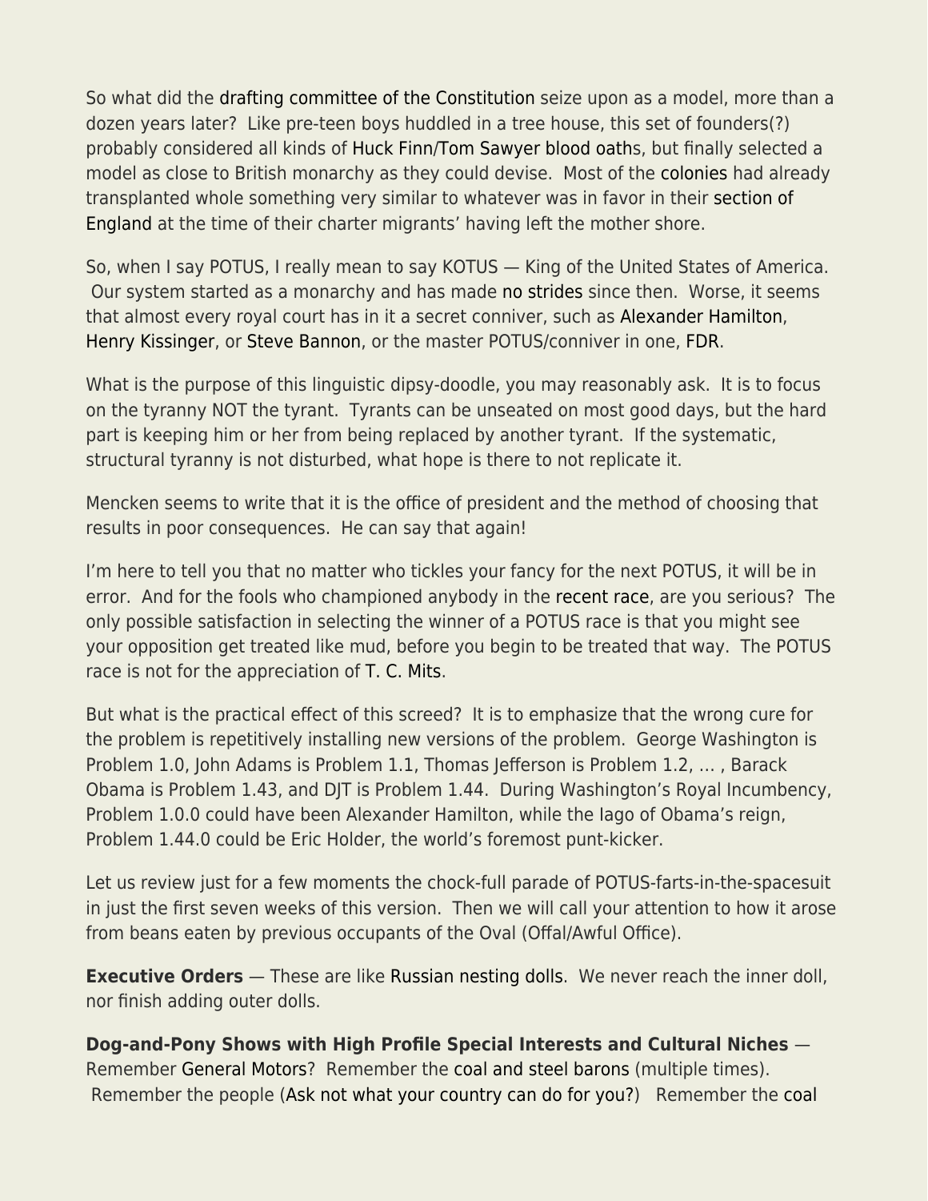So what did the drafting committee of the Constitution seize upon as a model, more than a dozen years later? Like pre-teen boys huddled in a tree house, this set of founders(?) probably considered all kinds of Huck Finn/Tom Sawyer blood oaths, but finally selected a model as close to British monarchy as they could devise. Most of the colonies had already transplanted whole something very similar to whatever was in favor in their section of England at the time of their charter migrants' having left the mother shore.

So, when I say POTUS, I really mean to say KOTUS — King of the United States of America. Our system started as a monarchy and has made no strides since then. Worse, it seems that almost every royal court has in it a secret conniver, such as Alexander Hamilton, Henry Kissinger, or Steve Bannon, or the master POTUS/conniver in one, FDR.

What is the purpose of this linguistic dipsy-doodle, you may reasonably ask. It is to focus on the tyranny NOT the tyrant. Tyrants can be unseated on most good days, but the hard part is keeping him or her from being replaced by another tyrant. If the systematic, structural tyranny is not disturbed, what hope is there to not replicate it.

Mencken seems to write that it is the office of president and the method of choosing that results in poor consequences. He can say that again!

I'm here to tell you that no matter who tickles your fancy for the next POTUS, it will be in error. And for the fools who championed anybody in the recent race, are you serious? The only possible satisfaction in selecting the winner of a POTUS race is that you might see your opposition get treated like mud, before you begin to be treated that way. The POTUS race is not for the appreciation of T. C. Mits.

But what is the practical effect of this screed? It is to emphasize that the wrong cure for the problem is repetitively installing new versions of the problem. George Washington is Problem 1.0, John Adams is Problem 1.1, Thomas Jefferson is Problem 1.2, … , Barack Obama is Problem 1.43, and DJT is Problem 1.44. During Washington's Royal Incumbency, Problem 1.0.0 could have been Alexander Hamilton, while the Iago of Obama's reign, Problem 1.44.0 could be Eric Holder, the world's foremost punt-kicker.

Let us review just for a few moments the chock-full parade of POTUS-farts-in-the-spacesuit in just the first seven weeks of this version. Then we will call your attention to how it arose from beans eaten by previous occupants of the Oval (Offal/Awful Office).

**Executive Orders** — These are like Russian nesting dolls. We never reach the inner doll, nor finish adding outer dolls.

**Dog-and-Pony Shows with High Profile Special Interests and Cultural Niches** — Remember General Motors? Remember the coal and steel barons (multiple times). Remember the people (Ask not what your country can do for you?) Remember the coal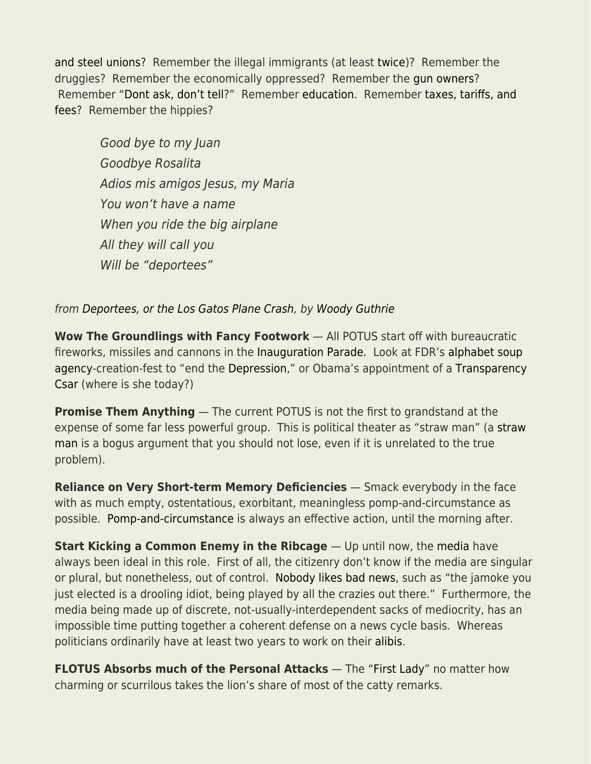and steel unions? Remember the illegal immigrants (at least twice)? Remember the druggies? Remember the economically oppressed? Remember the gun owners? Remember "Dont ask, don't tell?" Remember education. Remember taxes, tariffs, and fees? Remember the hippies?

> *Good bye to my Juan*
> *Goodbye Rosalita*
> *Adios mis amigos Jesus, my Maria*
> *You won't have a name*
> *When you ride the big airplane*
> *All they will call you*
> *Will be "deportees"*

*from Deportees, or the Los Gatos Plane Crash, by Woody Guthrie*

**Wow The Groundlings with Fancy Footwork** — All POTUS start off with bureaucratic fireworks, missiles and cannons in the Inauguration Parade. Look at FDR's alphabet soup agency-creation-fest to "end the Depression," or Obama's appointment of a Transparency Csar (where is she today?)

**Promise Them Anything** — The current POTUS is not the first to grandstand at the expense of some far less powerful group. This is political theater as "straw man" (a straw man is a bogus argument that you should not lose, even if it is unrelated to the true problem).

**Reliance on Very Short-term Memory Deficiencies** — Smack everybody in the face with as much empty, ostentatious, exorbitant, meaningless pomp-and-circumstance as possible. Pomp-and-circumstance is always an effective action, until the morning after.

**Start Kicking a Common Enemy in the Ribcage** — Up until now, the media have always been ideal in this role. First of all, the citizenry don't know if the media are singular or plural, but nonetheless, out of control. Nobody likes bad news, such as "the jamoke you just elected is a drooling idiot, being played by all the crazies out there." Furthermore, the media being made up of discrete, not-usually-interdependent sacks of mediocrity, has an impossible time putting together a coherent defense on a news cycle basis. Whereas politicians ordinarily have at least two years to work on their alibis.

**FLOTUS Absorbs much of the Personal Attacks** — The "First Lady" no matter how charming or scurrilous takes the lion's share of most of the catty remarks.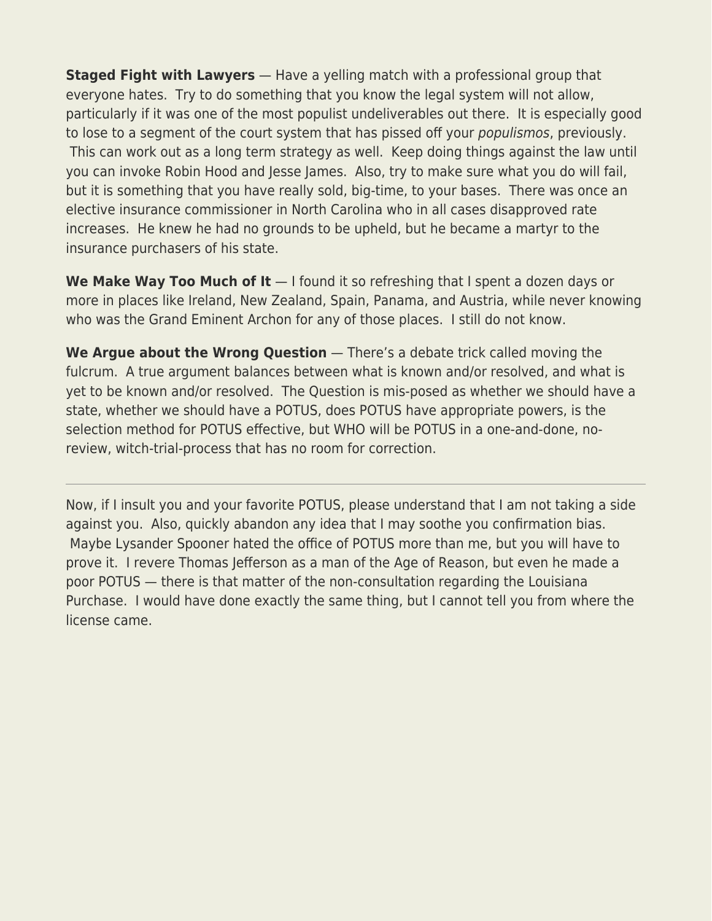**Staged Fight with Lawyers** — Have a yelling match with a professional group that everyone hates. Try to do something that you know the legal system will not allow, particularly if it was one of the most populist undeliverables out there. It is especially good to lose to a segment of the court system that has pissed off your *populismos*, previously. This can work out as a long term strategy as well. Keep doing things against the law until you can invoke Robin Hood and Jesse James. Also, try to make sure what you do will fail, but it is something that you have really sold, big-time, to your bases. There was once an elective insurance commissioner in North Carolina who in all cases disapproved rate increases. He knew he had no grounds to be upheld, but he became a martyr to the insurance purchasers of his state.

**We Make Way Too Much of It** — I found it so refreshing that I spent a dozen days or more in places like Ireland, New Zealand, Spain, Panama, and Austria, while never knowing who was the Grand Eminent Archon for any of those places. I still do not know.

**We Argue about the Wrong Question** — There's a debate trick called moving the fulcrum. A true argument balances between what is known and/or resolved, and what is yet to be known and/or resolved. The Question is mis-posed as whether we should have a state, whether we should have a POTUS, does POTUS have appropriate powers, is the selection method for POTUS effective, but WHO will be POTUS in a one-and-done, no-review, witch-trial-process that has no room for correction.

---

Now, if I insult you and your favorite POTUS, please understand that I am not taking a side against you. Also, quickly abandon any idea that I may soothe you confirmation bias. Maybe Lysander Spooner hated the office of POTUS more than me, but you will have to prove it. I revere Thomas Jefferson as a man of the Age of Reason, but even he made a poor POTUS — there is that matter of the non-consultation regarding the Louisiana Purchase. I would have done exactly the same thing, but I cannot tell you from where the license came.